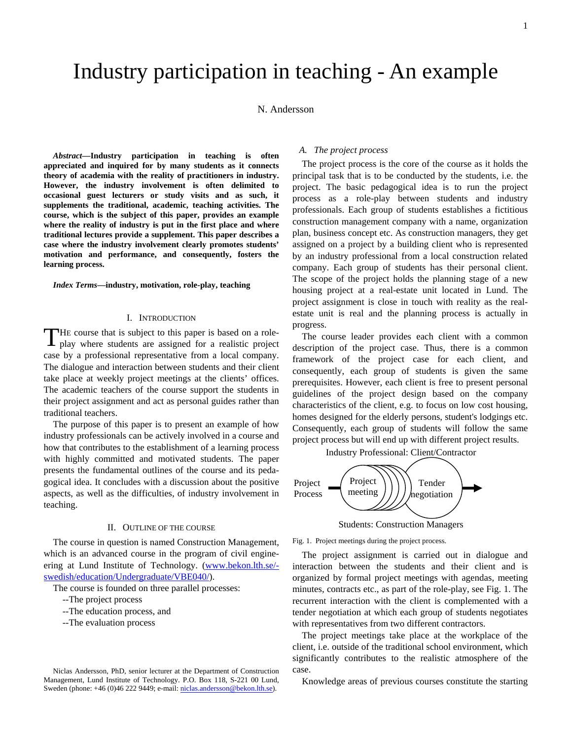# Industry participation in teaching - An example

N. Andersson

***Abstract*—Industry participation in teaching is often appreciated and inquired for by many students as it connects theory of academia with the reality of practitioners in industry. However, the industry involvement is often delimited to occasional guest lecturers or study visits and as such, it supplements the traditional, academic, teaching activities. The course, which is the subject of this paper, provides an example where the reality of industry is put in the first place and where traditional lectures provide a supplement. This paper describes a case where the industry involvement clearly promotes students' motivation and performance, and consequently, fosters the learning process.**

***Index Terms*—industry, motivation, role-play, teaching**

## I. Introduction

THE course that is subject to this paper is based on a role-play where students are assigned for a realistic project case by a professional representative from a local company. The dialogue and interaction between students and their client take place at weekly project meetings at the clients' offices. The academic teachers of the course support the students in their project assignment and act as personal guides rather than traditional teachers.

The purpose of this paper is to present an example of how industry professionals can be actively involved in a course and how that contributes to the establishment of a learning process with highly committed and motivated students. The paper presents the fundamental outlines of the course and its pedagogical idea. It concludes with a discussion about the positive aspects, as well as the difficulties, of industry involvement in teaching.

## II. Outline of the Course

The course in question is named Construction Management, which is an advanced course in the program of civil engineering at Lund Institute of Technology. ([www.bekon.lth.se/-swedish/education/Undergraduate/VBE040/](www.bekon.lth.se/-swedish/education/Undergraduate/VBE040/)).

The course is founded on three parallel processes:

--The project process

--The education process, and

--The evaluation process

Niclas Andersson, PhD, senior lecturer at the Department of Construction Management, Lund Institute of Technology. P.O. Box 118, S-221 00 Lund, Sweden (phone: +46 (0)46 222 9449; e-mail: niclas.andersson@bekon.lth.se).

### A. *The project process*

The project process is the core of the course as it holds the principal task that is to be conducted by the students, i.e. the project. The basic pedagogical idea is to run the project process as a role-play between students and industry professionals. Each group of students establishes a fictitious construction management company with a name, organization plan, business concept etc. As construction managers, they get assigned on a project by a building client who is represented by an industry professional from a local construction related company. Each group of students has their personal client. The scope of the project holds the planning stage of a new housing project at a real-estate unit located in Lund. The project assignment is close in touch with reality as the real-estate unit is real and the planning process is actually in progress.

The course leader provides each client with a common description of the project case. Thus, there is a common framework of the project case for each client, and consequently, each group of students is given the same prerequisites. However, each client is free to present personal guidelines of the project design based on the company characteristics of the client, e.g. to focus on low cost housing, homes designed for the elderly persons, student's lodgings etc. Consequently, each group of students will follow the same project process but will end up with different project results.

Industry Professional: Client/Contractor

Project Process

Project meeting

Tender negotiation

Students: Construction Managers

Fig. 1. Project meetings during the project process.

The project assignment is carried out in dialogue and interaction between the students and their client and is organized by formal project meetings with agendas, meeting minutes, contracts etc., as part of the role-play, see Fig. 1. The recurrent interaction with the client is complemented with a tender negotiation at which each group of students negotiates with representatives from two different contractors.

The project meetings take place at the workplace of the client, i.e. outside of the traditional school environment, which significantly contributes to the realistic atmosphere of the case.

Knowledge areas of previous courses constitute the starting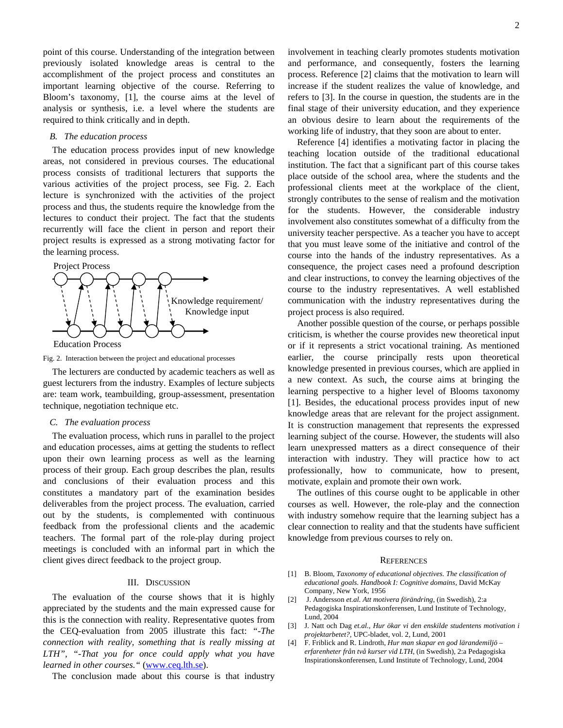point of this course. Understanding of the integration between previously isolated knowledge areas is central to the accomplishment of the project process and constitutes an important learning objective of the course. Referring to Bloom's taxonomy, [1], the course aims at the level of analysis or synthesis, i.e. a level where the students are required to think critically and in depth.

### B. The education process

The education process provides input of new knowledge areas, not considered in previous courses. The educational process consists of traditional lecturers that supports the various activities of the project process, see Fig. 2. Each lecture is synchronized with the activities of the project process and thus, the students require the knowledge from the lectures to conduct their project. The fact that the students recurrently will face the client in person and report their project results is expressed as a strong motivating factor for the learning process.

Project Process

Knowledge requirement/
Knowledge input

Education Process

Fig. 2. Interaction between the project and educational processes

The lecturers are conducted by academic teachers as well as guest lecturers from the industry. Examples of lecture subjects are: team work, teambuilding, group-assessment, presentation technique, negotiation technique etc.

### C. The evaluation process

The evaluation process, which runs in parallel to the project and education processes, aims at getting the students to reflect upon their own learning process as well as the learning process of their group. Each group describes the plan, results and conclusions of their evaluation process and this constitutes a mandatory part of the examination besides deliverables from the project process. The evaluation, carried out by the students, is complemented with continuous feedback from the professional clients and the academic teachers. The formal part of the role-play during project meetings is concluded with an informal part in which the client gives direct feedback to the project group.

## III. Discussion

The evaluation of the course shows that it is highly appreciated by the students and the main expressed cause for this is the connection with reality. Representative quotes from the CEQ-evaluation from 2005 illustrate this fact: *"-The connection with reality, something that is really missing at LTH", "-That you for once could apply what you have learned in other courses."* (www.ceq.lth.se).

The conclusion made about this course is that industry involvement in teaching clearly promotes students motivation and performance, and consequently, fosters the learning process. Reference [2] claims that the motivation to learn will increase if the student realizes the value of knowledge, and refers to [3]. In the course in question, the students are in the final stage of their university education, and they experience an obvious desire to learn about the requirements of the working life of industry, that they soon are about to enter.

Reference [4] identifies a motivating factor in placing the teaching location outside of the traditional educational institution. The fact that a significant part of this course takes place outside of the school area, where the students and the professional clients meet at the workplace of the client, strongly contributes to the sense of realism and the motivation for the students. However, the considerable industry involvement also constitutes somewhat of a difficulty from the university teacher perspective. As a teacher you have to accept that you must leave some of the initiative and control of the course into the hands of the industry representatives. As a consequence, the project cases need a profound description and clear instructions, to convey the learning objectives of the course to the industry representatives. A well established communication with the industry representatives during the project process is also required.

Another possible question of the course, or perhaps possible criticism, is whether the course provides new theoretical input or if it represents a strict vocational training. As mentioned earlier, the course principally rests upon theoretical knowledge presented in previous courses, which are applied in a new context. As such, the course aims at bringing the learning perspective to a higher level of Blooms taxonomy [1]. Besides, the educational process provides input of new knowledge areas that are relevant for the project assignment. It is construction management that represents the expressed learning subject of the course. However, the students will also learn unexpressed matters as a direct consequence of their interaction with industry. They will practice how to act professionally, how to communicate, how to present, motivate, explain and promote their own work.

The outlines of this course ought to be applicable in other courses as well. However, the role-play and the connection with industry somehow require that the learning subject has a clear connection to reality and that the students have sufficient knowledge from previous courses to rely on.

## References

[1] B. Bloom, *Taxonomy of educational objectives. The classification of educational goals. Handbook I: Cognitive domains*, David McKay Company, New York, 1956

[2] J. Andersson *et.al. Att motivera förändring*, (in Swedish), 2:a Pedagogiska Inspirationskonferensen, Lund Institute of Technology, Lund, 2004

[3] J. Natt och Dag *et.al., Hur ökar vi den enskilde studentens motivation i projektarbetet?*, UPC-bladet, vol. 2, Lund, 2001

[4] F. Friblick and R. Lindroth, *Hur man skapar en god lärandemiljö – erfarenheter från två kurser vid LTH*, (in Swedish), 2:a Pedagogiska Inspirationskonferensen, Lund Institute of Technology, Lund, 2004